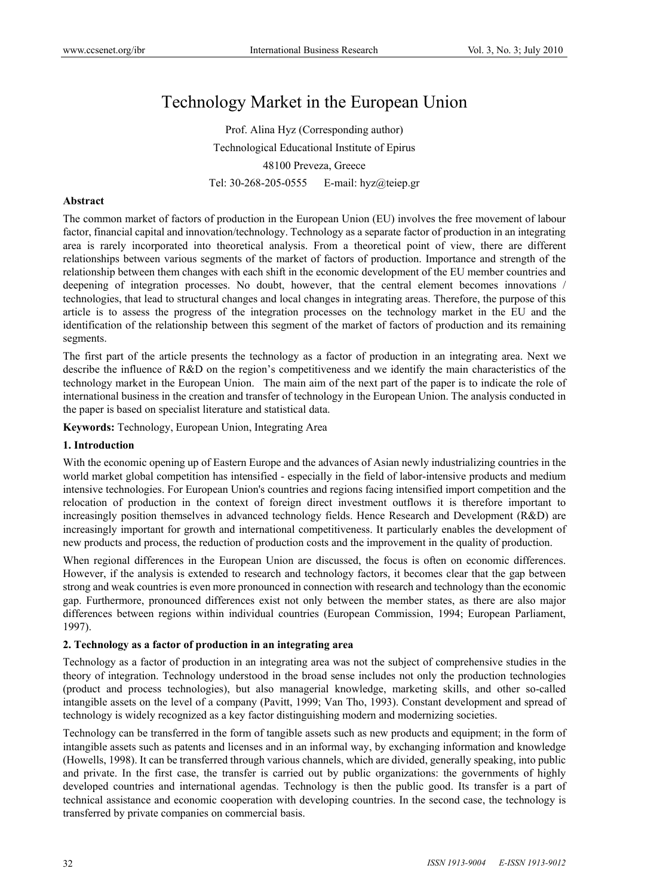# Technology Market in the European Union

Prof. Alina Hyz (Corresponding author)

Technological Educational Institute of Epirus

48100 Preveza, Greece

Tel: 30-268-205-0555 E-mail: hyz@teiep.gr

**Abstract**

The common market of factors of production in the European Union (EU) involves the free movement of labour factor, financial capital and innovation/technology. Technology as a separate factor of production in an integrating area is rarely incorporated into theoretical analysis. From a theoretical point of view, there are different relationships between various segments of the market of factors of production. Importance and strength of the relationship between them changes with each shift in the economic development of the EU member countries and deepening of integration processes. No doubt, however, that the central element becomes innovations / technologies, that lead to structural changes and local changes in integrating areas. Therefore, the purpose of this article is to assess the progress of the integration processes on the technology market in the EU and the identification of the relationship between this segment of the market of factors of production and its remaining segments.

The first part of the article presents the technology as a factor of production in an integrating area. Next we describe the influence of R&D on the region's competitiveness and we identify the main characteristics of the technology market in the European Union. The main aim of the next part of the paper is to indicate the role of international business in the creation and transfer of technology in the European Union. The analysis conducted in the paper is based on specialist literature and statistical data.

**Keywords:** Technology, European Union, Integrating Area

## 1. Introduction

With the economic opening up of Eastern Europe and the advances of Asian newly industrializing countries in the world market global competition has intensified - especially in the field of labor-intensive products and medium intensive technologies. For European Union's countries and regions facing intensified import competition and the relocation of production in the context of foreign direct investment outflows it is therefore important to increasingly position themselves in advanced technology fields. Hence Research and Development (R&D) are increasingly important for growth and international competitiveness. It particularly enables the development of new products and process, the reduction of production costs and the improvement in the quality of production.

When regional differences in the European Union are discussed, the focus is often on economic differences. However, if the analysis is extended to research and technology factors, it becomes clear that the gap between strong and weak countries is even more pronounced in connection with research and technology than the economic gap. Furthermore, pronounced differences exist not only between the member states, as there are also major differences between regions within individual countries (European Commission, 1994; European Parliament, 1997).

## 2. Technology as a factor of production in an integrating area

Technology as a factor of production in an integrating area was not the subject of comprehensive studies in the theory of integration. Technology understood in the broad sense includes not only the production technologies (product and process technologies), but also managerial knowledge, marketing skills, and other so-called intangible assets on the level of a company (Pavitt, 1999; Van Tho, 1993). Constant development and spread of technology is widely recognized as a key factor distinguishing modern and modernizing societies.

Technology can be transferred in the form of tangible assets such as new products and equipment; in the form of intangible assets such as patents and licenses and in an informal way, by exchanging information and knowledge (Howells, 1998). It can be transferred through various channels, which are divided, generally speaking, into public and private. In the first case, the transfer is carried out by public organizations: the governments of highly developed countries and international agendas. Technology is then the public good. Its transfer is a part of technical assistance and economic cooperation with developing countries. In the second case, the technology is transferred by private companies on commercial basis.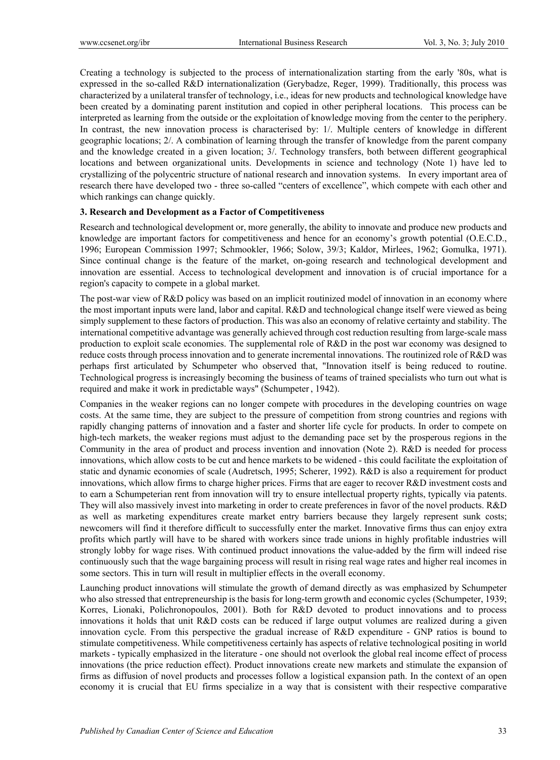Creating a technology is subjected to the process of internationalization starting from the early '80s, what is expressed in the so-called R&D internationalization (Gerybadze, Reger, 1999). Traditionally, this process was characterized by a unilateral transfer of technology, i.e., ideas for new products and technological knowledge have been created by a dominating parent institution and copied in other peripheral locations. This process can be interpreted as learning from the outside or the exploitation of knowledge moving from the center to the periphery. In contrast, the new innovation process is characterised by: 1/. Multiple centers of knowledge in different geographic locations; 2/. A combination of learning through the transfer of knowledge from the parent company and the knowledge created in a given location; 3/. Technology transfers, both between different geographical locations and between organizational units. Developments in science and technology (Note 1) have led to crystallizing of the polycentric structure of national research and innovation systems. In every important area of research there have developed two - three so-called "centers of excellence", which compete with each other and which rankings can change quickly.

### 3. Research and Development as a Factor of Competitiveness

Research and technological development or, more generally, the ability to innovate and produce new products and knowledge are important factors for competitiveness and hence for an economy's growth potential (O.E.C.D., 1996; European Commission 1997; Schmookler, 1966; Solow, 39/3; Kaldor, Mirlees, 1962; Gomulka, 1971). Since continual change is the feature of the market, on-going research and technological development and innovation are essential. Access to technological development and innovation is of crucial importance for a region's capacity to compete in a global market.

The post-war view of R&D policy was based on an implicit routinized model of innovation in an economy where the most important inputs were land, labor and capital. R&D and technological change itself were viewed as being simply supplement to these factors of production. This was also an economy of relative certainty and stability. The international competitive advantage was generally achieved through cost reduction resulting from large-scale mass production to exploit scale economies. The supplemental role of R&D in the post war economy was designed to reduce costs through process innovation and to generate incremental innovations. The routinized role of R&D was perhaps first articulated by Schumpeter who observed that, "Innovation itself is being reduced to routine. Technological progress is increasingly becoming the business of teams of trained specialists who turn out what is required and make it work in predictable ways" (Schumpeter , 1942).

Companies in the weaker regions can no longer compete with procedures in the developing countries on wage costs. At the same time, they are subject to the pressure of competition from strong countries and regions with rapidly changing patterns of innovation and a faster and shorter life cycle for products. In order to compete on high-tech markets, the weaker regions must adjust to the demanding pace set by the prosperous regions in the Community in the area of product and process invention and innovation (Note 2). R&D is needed for process innovations, which allow costs to be cut and hence markets to be widened - this could facilitate the exploitation of static and dynamic economies of scale (Audretsch, 1995; Scherer, 1992). R&D is also a requirement for product innovations, which allow firms to charge higher prices. Firms that are eager to recover R&D investment costs and to earn a Schumpeterian rent from innovation will try to ensure intellectual property rights, typically via patents. They will also massively invest into marketing in order to create preferences in favor of the novel products. R&D as well as marketing expenditures create market entry barriers because they largely represent sunk costs; newcomers will find it therefore difficult to successfully enter the market. Innovative firms thus can enjoy extra profits which partly will have to be shared with workers since trade unions in highly profitable industries will strongly lobby for wage rises. With continued product innovations the value-added by the firm will indeed rise continuously such that the wage bargaining process will result in rising real wage rates and higher real incomes in some sectors. This in turn will result in multiplier effects in the overall economy.

Launching product innovations will stimulate the growth of demand directly as was emphasized by Schumpeter who also stressed that entrepreneurship is the basis for long-term growth and economic cycles (Schumpeter, 1939; Korres, Lionaki, Polichronopoulos, 2001). Both for R&D devoted to product innovations and to process innovations it holds that unit R&D costs can be reduced if large output volumes are realized during a given innovation cycle. From this perspective the gradual increase of R&D expenditure - GNP ratios is bound to stimulate competitiveness. While competitiveness certainly has aspects of relative technological positing in world markets - typically emphasized in the literature - one should not overlook the global real income effect of process innovations (the price reduction effect). Product innovations create new markets and stimulate the expansion of firms as diffusion of novel products and processes follow a logistical expansion path. In the context of an open economy it is crucial that EU firms specialize in a way that is consistent with their respective comparative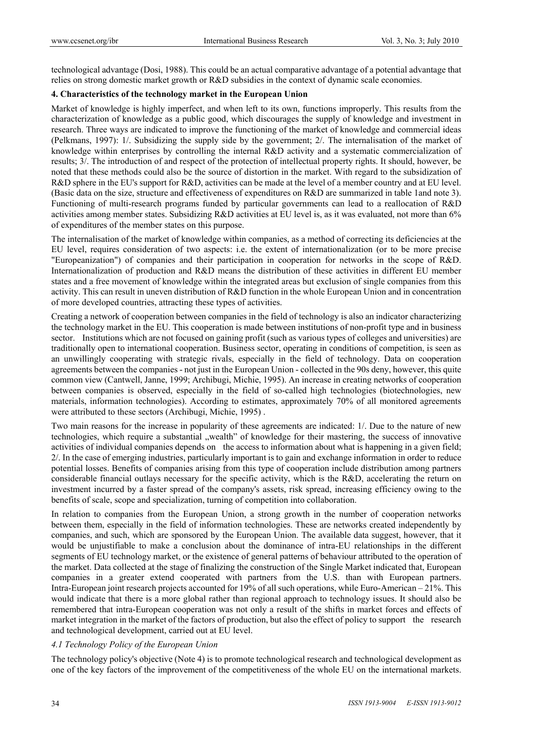technological advantage (Dosi, 1988). This could be an actual comparative advantage of a potential advantage that relies on strong domestic market growth or R&D subsidies in the context of dynamic scale economies.

## 4. Characteristics of the technology market in the European Union

Market of knowledge is highly imperfect, and when left to its own, functions improperly. This results from the characterization of knowledge as a public good, which discourages the supply of knowledge and investment in research. Three ways are indicated to improve the functioning of the market of knowledge and commercial ideas (Pelkmans, 1997): 1/. Subsidizing the supply side by the government; 2/. The internalisation of the market of knowledge within enterprises by controlling the internal R&D activity and a systematic commercialization of results; 3/. The introduction of and respect of the protection of intellectual property rights. It should, however, be noted that these methods could also be the source of distortion in the market. With regard to the subsidization of R&D sphere in the EU's support for R&D, activities can be made at the level of a member country and at EU level. (Basic data on the size, structure and effectiveness of expenditures on R&D are summarized in table 1and note 3). Functioning of multi-research programs funded by particular governments can lead to a reallocation of R&D activities among member states. Subsidizing R&D activities at EU level is, as it was evaluated, not more than 6% of expenditures of the member states on this purpose.

The internalisation of the market of knowledge within companies, as a method of correcting its deficiencies at the EU level, requires consideration of two aspects: i.e. the extent of internationalization (or to be more precise "Europeanization") of companies and their participation in cooperation for networks in the scope of R&D. Internationalization of production and R&D means the distribution of these activities in different EU member states and a free movement of knowledge within the integrated areas but exclusion of single companies from this activity. This can result in uneven distribution of R&D function in the whole European Union and in concentration of more developed countries, attracting these types of activities.

Creating a network of cooperation between companies in the field of technology is also an indicator characterizing the technology market in the EU. This cooperation is made between institutions of non-profit type and in business sector. Institutions which are not focused on gaining profit (such as various types of colleges and universities) are traditionally open to international cooperation. Business sector, operating in conditions of competition, is seen as an unwillingly cooperating with strategic rivals, especially in the field of technology. Data on cooperation agreements between the companies - not just in the European Union - collected in the 90s deny, however, this quite common view (Cantwell, Janne, 1999; Archibugi, Michie, 1995). An increase in creating networks of cooperation between companies is observed, especially in the field of so-called high technologies (biotechnologies, new materials, information technologies). According to estimates, approximately 70% of all monitored agreements were attributed to these sectors (Archibugi, Michie, 1995) .

Two main reasons for the increase in popularity of these agreements are indicated: 1/. Due to the nature of new technologies, which require a substantial „wealth" of knowledge for their mastering, the success of innovative activities of individual companies depends on the access to information about what is happening in a given field; 2/. In the case of emerging industries, particularly important is to gain and exchange information in order to reduce potential losses. Benefits of companies arising from this type of cooperation include distribution among partners considerable financial outlays necessary for the specific activity, which is the R&D, accelerating the return on investment incurred by a faster spread of the company's assets, risk spread, increasing efficiency owing to the benefits of scale, scope and specialization, turning of competition into collaboration.

In relation to companies from the European Union, a strong growth in the number of cooperation networks between them, especially in the field of information technologies. These are networks created independently by companies, and such, which are sponsored by the European Union. The available data suggest, however, that it would be unjustifiable to make a conclusion about the dominance of intra-EU relationships in the different segments of EU technology market, or the existence of general patterns of behaviour attributed to the operation of the market. Data collected at the stage of finalizing the construction of the Single Market indicated that, European companies in a greater extend cooperated with partners from the U.S. than with European partners. Intra-European joint research projects accounted for 19% of all such operations, while Euro-American – 21%. This would indicate that there is a more global rather than regional approach to technology issues. It should also be remembered that intra-European cooperation was not only a result of the shifts in market forces and effects of market integration in the market of the factors of production, but also the effect of policy to support the research and technological development, carried out at EU level.

### *4.1 Technology Policy of the European Union*

The technology policy's objective (Note 4) is to promote technological research and technological development as one of the key factors of the improvement of the competitiveness of the whole EU on the international markets.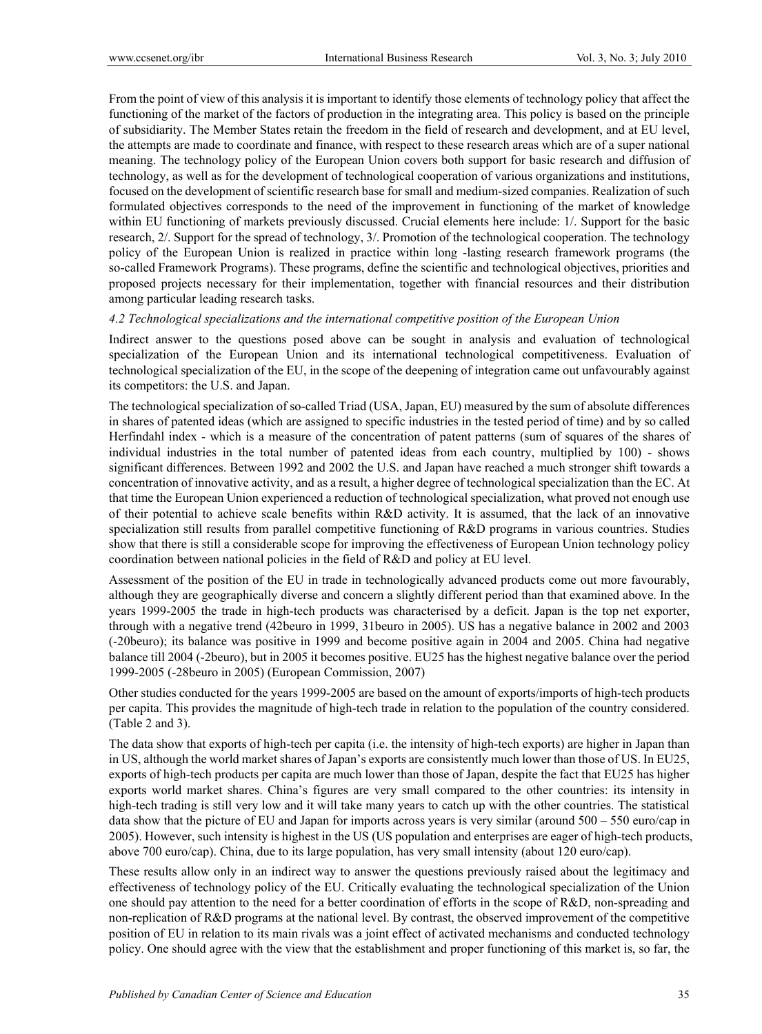From the point of view of this analysis it is important to identify those elements of technology policy that affect the functioning of the market of the factors of production in the integrating area. This policy is based on the principle of subsidiarity. The Member States retain the freedom in the field of research and development, and at EU level, the attempts are made to coordinate and finance, with respect to these research areas which are of a super national meaning. The technology policy of the European Union covers both support for basic research and diffusion of technology, as well as for the development of technological cooperation of various organizations and institutions, focused on the development of scientific research base for small and medium-sized companies. Realization of such formulated objectives corresponds to the need of the improvement in functioning of the market of knowledge within EU functioning of markets previously discussed. Crucial elements here include: 1/. Support for the basic research, 2/. Support for the spread of technology, 3/. Promotion of the technological cooperation. The technology policy of the European Union is realized in practice within long -lasting research framework programs (the so-called Framework Programs). These programs, define the scientific and technological objectives, priorities and proposed projects necessary for their implementation, together with financial resources and their distribution among particular leading research tasks.

### *4.2 Technological specializations and the international competitive position of the European Union*

Indirect answer to the questions posed above can be sought in analysis and evaluation of technological specialization of the European Union and its international technological competitiveness. Evaluation of technological specialization of the EU, in the scope of the deepening of integration came out unfavourably against its competitors: the U.S. and Japan.

The technological specialization of so-called Triad (USA, Japan, EU) measured by the sum of absolute differences in shares of patented ideas (which are assigned to specific industries in the tested period of time) and by so called Herfindahl index - which is a measure of the concentration of patent patterns (sum of squares of the shares of individual industries in the total number of patented ideas from each country, multiplied by 100) - shows significant differences. Between 1992 and 2002 the U.S. and Japan have reached a much stronger shift towards a concentration of innovative activity, and as a result, a higher degree of technological specialization than the EC. At that time the European Union experienced a reduction of technological specialization, what proved not enough use of their potential to achieve scale benefits within R&D activity. It is assumed, that the lack of an innovative specialization still results from parallel competitive functioning of R&D programs in various countries. Studies show that there is still a considerable scope for improving the effectiveness of European Union technology policy coordination between national policies in the field of R&D and policy at EU level.

Assessment of the position of the EU in trade in technologically advanced products come out more favourably, although they are geographically diverse and concern a slightly different period than that examined above. In the years 1999-2005 the trade in high-tech products was characterised by a deficit. Japan is the top net exporter, through with a negative trend (42beuro in 1999, 31beuro in 2005). US has a negative balance in 2002 and 2003 (-20beuro); its balance was positive in 1999 and become positive again in 2004 and 2005. China had negative balance till 2004 (-2beuro), but in 2005 it becomes positive. EU25 has the highest negative balance over the period 1999-2005 (-28beuro in 2005) (European Commission, 2007)

Other studies conducted for the years 1999-2005 are based on the amount of exports/imports of high-tech products per capita. This provides the magnitude of high-tech trade in relation to the population of the country considered. (Table 2 and 3).

The data show that exports of high-tech per capita (i.e. the intensity of high-tech exports) are higher in Japan than in US, although the world market shares of Japan's exports are consistently much lower than those of US. In EU25, exports of high-tech products per capita are much lower than those of Japan, despite the fact that EU25 has higher exports world market shares. China's figures are very small compared to the other countries: its intensity in high-tech trading is still very low and it will take many years to catch up with the other countries. The statistical data show that the picture of EU and Japan for imports across years is very similar (around 500 – 550 euro/cap in 2005). However, such intensity is highest in the US (US population and enterprises are eager of high-tech products, above 700 euro/cap). China, due to its large population, has very small intensity (about 120 euro/cap).

These results allow only in an indirect way to answer the questions previously raised about the legitimacy and effectiveness of technology policy of the EU. Critically evaluating the technological specialization of the Union one should pay attention to the need for a better coordination of efforts in the scope of R&D, non-spreading and non-replication of R&D programs at the national level. By contrast, the observed improvement of the competitive position of EU in relation to its main rivals was a joint effect of activated mechanisms and conducted technology policy. One should agree with the view that the establishment and proper functioning of this market is, so far, the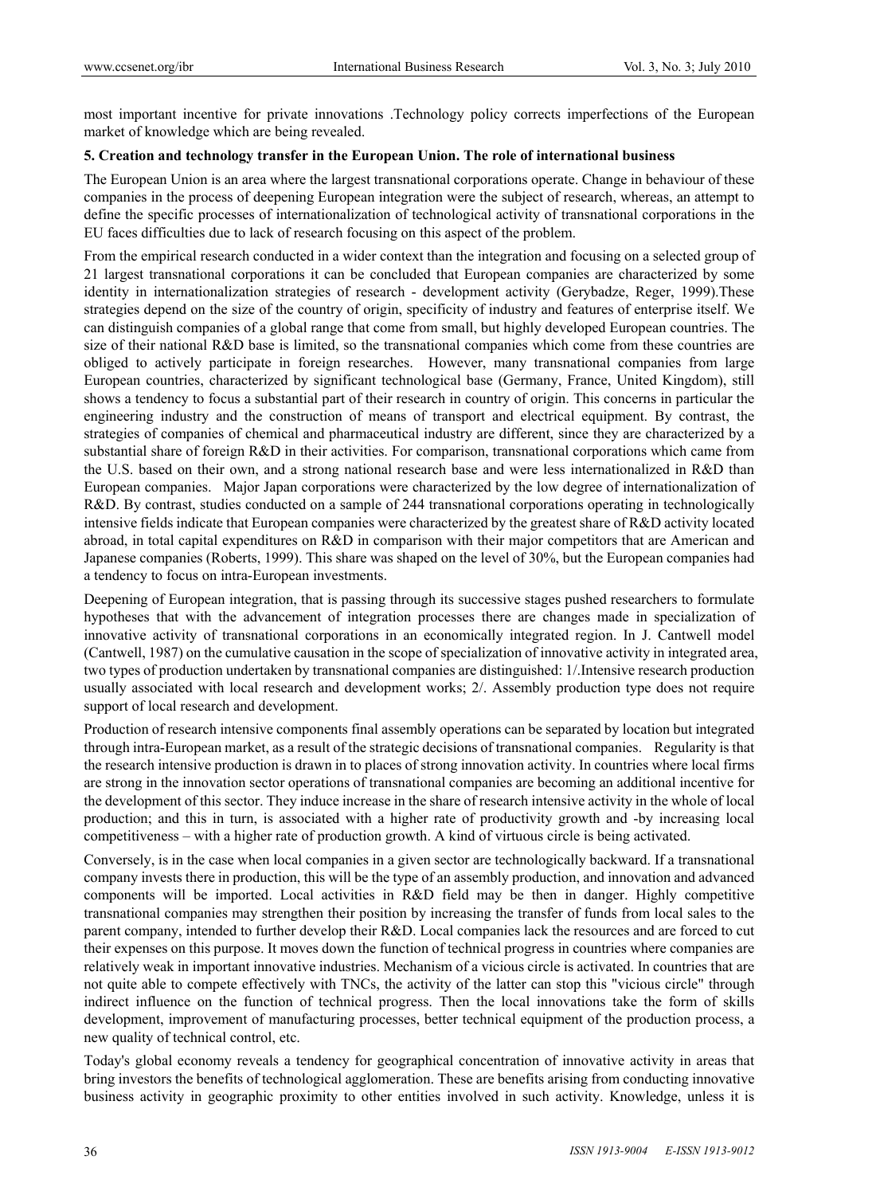most important incentive for private innovations .Technology policy corrects imperfections of the European market of knowledge which are being revealed.

**5. Creation and technology transfer in the European Union. The role of international business**

The European Union is an area where the largest transnational corporations operate. Change in behaviour of these companies in the process of deepening European integration were the subject of research, whereas, an attempt to define the specific processes of internationalization of technological activity of transnational corporations in the EU faces difficulties due to lack of research focusing on this aspect of the problem.

From the empirical research conducted in a wider context than the integration and focusing on a selected group of 21 largest transnational corporations it can be concluded that European companies are characterized by some identity in internationalization strategies of research - development activity (Gerybadze, Reger, 1999).These strategies depend on the size of the country of origin, specificity of industry and features of enterprise itself. We can distinguish companies of a global range that come from small, but highly developed European countries. The size of their national R&D base is limited, so the transnational companies which come from these countries are obliged to actively participate in foreign researches. However, many transnational companies from large European countries, characterized by significant technological base (Germany, France, United Kingdom), still shows a tendency to focus a substantial part of their research in country of origin. This concerns in particular the engineering industry and the construction of means of transport and electrical equipment. By contrast, the strategies of companies of chemical and pharmaceutical industry are different, since they are characterized by a substantial share of foreign R&D in their activities. For comparison, transnational corporations which came from the U.S. based on their own, and a strong national research base and were less internationalized in R&D than European companies. Major Japan corporations were characterized by the low degree of internationalization of R&D. By contrast, studies conducted on a sample of 244 transnational corporations operating in technologically intensive fields indicate that European companies were characterized by the greatest share of R&D activity located abroad, in total capital expenditures on R&D in comparison with their major competitors that are American and Japanese companies (Roberts, 1999). This share was shaped on the level of 30%, but the European companies had a tendency to focus on intra-European investments.

Deepening of European integration, that is passing through its successive stages pushed researchers to formulate hypotheses that with the advancement of integration processes there are changes made in specialization of innovative activity of transnational corporations in an economically integrated region. In J. Cantwell model (Cantwell, 1987) on the cumulative causation in the scope of specialization of innovative activity in integrated area, two types of production undertaken by transnational companies are distinguished: 1/.Intensive research production usually associated with local research and development works; 2/. Assembly production type does not require support of local research and development.

Production of research intensive components final assembly operations can be separated by location but integrated through intra-European market, as a result of the strategic decisions of transnational companies. Regularity is that the research intensive production is drawn in to places of strong innovation activity. In countries where local firms are strong in the innovation sector operations of transnational companies are becoming an additional incentive for the development of this sector. They induce increase in the share of research intensive activity in the whole of local production; and this in turn, is associated with a higher rate of productivity growth and -by increasing local competitiveness – with a higher rate of production growth. A kind of virtuous circle is being activated.

Conversely, is in the case when local companies in a given sector are technologically backward. If a transnational company invests there in production, this will be the type of an assembly production, and innovation and advanced components will be imported. Local activities in R&D field may be then in danger. Highly competitive transnational companies may strengthen their position by increasing the transfer of funds from local sales to the parent company, intended to further develop their R&D. Local companies lack the resources and are forced to cut their expenses on this purpose. It moves down the function of technical progress in countries where companies are relatively weak in important innovative industries. Mechanism of a vicious circle is activated. In countries that are not quite able to compete effectively with TNCs, the activity of the latter can stop this "vicious circle" through indirect influence on the function of technical progress. Then the local innovations take the form of skills development, improvement of manufacturing processes, better technical equipment of the production process, a new quality of technical control, etc.

Today's global economy reveals a tendency for geographical concentration of innovative activity in areas that bring investors the benefits of technological agglomeration. These are benefits arising from conducting innovative business activity in geographic proximity to other entities involved in such activity. Knowledge, unless it is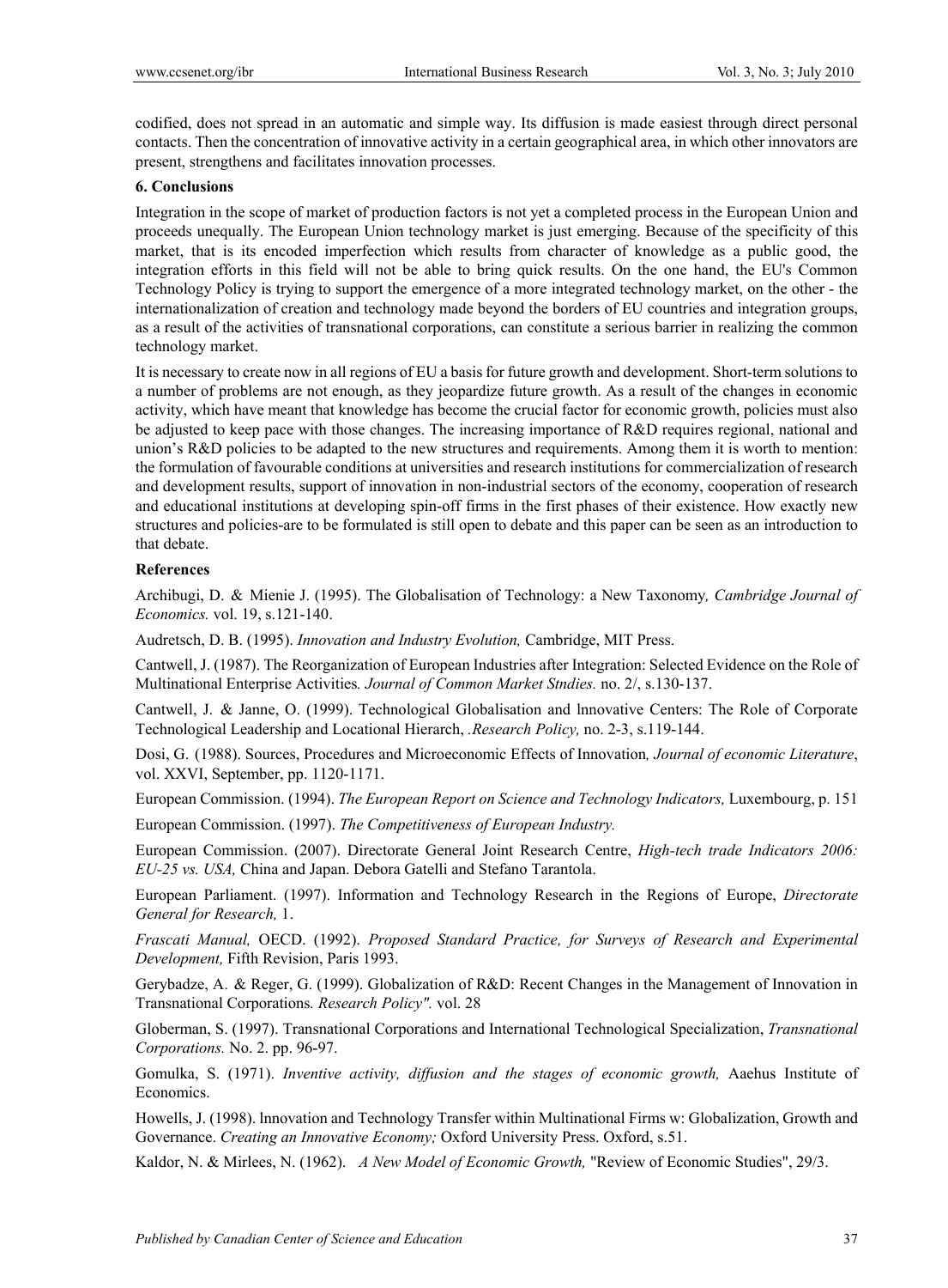codified, does not spread in an automatic and simple way. Its diffusion is made easiest through direct personal contacts. Then the concentration of innovative activity in a certain geographical area, in which other innovators are present, strengthens and facilitates innovation processes.

**6. Conclusions**

Integration in the scope of market of production factors is not yet a completed process in the European Union and proceeds unequally. The European Union technology market is just emerging. Because of the specificity of this market, that is its encoded imperfection which results from character of knowledge as a public good, the integration efforts in this field will not be able to bring quick results. On the one hand, the EU's Common Technology Policy is trying to support the emergence of a more integrated technology market, on the other - the internationalization of creation and technology made beyond the borders of EU countries and integration groups, as a result of the activities of transnational corporations, can constitute a serious barrier in realizing the common technology market.

It is necessary to create now in all regions of EU a basis for future growth and development. Short-term solutions to a number of problems are not enough, as they jeopardize future growth. As a result of the changes in economic activity, which have meant that knowledge has become the crucial factor for economic growth, policies must also be adjusted to keep pace with those changes. The increasing importance of R&D requires regional, national and union's R&D policies to be adapted to the new structures and requirements. Among them it is worth to mention: the formulation of favourable conditions at universities and research institutions for commercialization of research and development results, support of innovation in non-industrial sectors of the economy, cooperation of research and educational institutions at developing spin-off firms in the first phases of their existence. How exactly new structures and policies-are to be formulated is still open to debate and this paper can be seen as an introduction to that debate.

**References**

Archibugi, D. & Mienie J. (1995). The Globalisation of Technology: a New Taxonomy*, Cambridge Journal of Economics.* vol. 19, s.121-140.

Audretsch, D. B. (1995). *Innovation and Industry Evolution,* Cambridge, MIT Press.

Cantwell, J. (1987). The Reorganization of European Industries after Integration: Selected Evidence on the Role of Multinational Enterprise Activities*. Journal of Common Market Stndies.* no. 2/, s.130-137.

Cantwell, J. & Janne, O. (1999). Technological Globalisation and lnnovative Centers: The Role of Corporate Technological Leadership and Locational Hierarch, *.Research Policy,* no. 2-3, s.119-144.

Dosi, G. (1988). Sources, Procedures and Microeconomic Effects of Innovation*, Journal of economic Literature*, vol. XXVI, September, pp. 1120-1171.

European Commission. (1994). *The European Report on Science and Technology Indicators,* Luxembourg, p. 151

European Commission. (1997). *The Competitiveness of European Industry.*

European Commission. (2007). Directorate General Joint Research Centre, *High-tech trade Indicators 2006: EU-25 vs. USA,* China and Japan. Debora Gatelli and Stefano Tarantola.

European Parliament. (1997). Information and Technology Research in the Regions of Europe, *Directorate General for Research,* 1.

*Frascati Manual,* OECD. (1992). *Proposed Standard Practice, for Surveys of Research and Experimental Development,* Fifth Revision, Paris 1993.

Gerybadze, A. & Reger, G. (1999). Globalization of R&D: Recent Changes in the Management of Innovation in Transnational Corporations*. Research Policy".* vol. 28

Globerman, S. (1997). Transnational Corporations and International Technological Specialization, *Transnational Corporations.* No. 2. pp. 96-97.

Gomulka, S. (1971). *Inventive activity, diffusion and the stages of economic growth,* Aaehus Institute of Economics.

Howells, J. (1998). lnnovation and Technology Transfer within Multinational Firms w: Globalization, Growth and Governance. *Creating an Innovative Economy;* Oxford University Press. Oxford, s.51.

Kaldor, N. & Mirlees, N. (1962). *A New Model of Economic Growth,* "Review of Economic Studies", 29/3.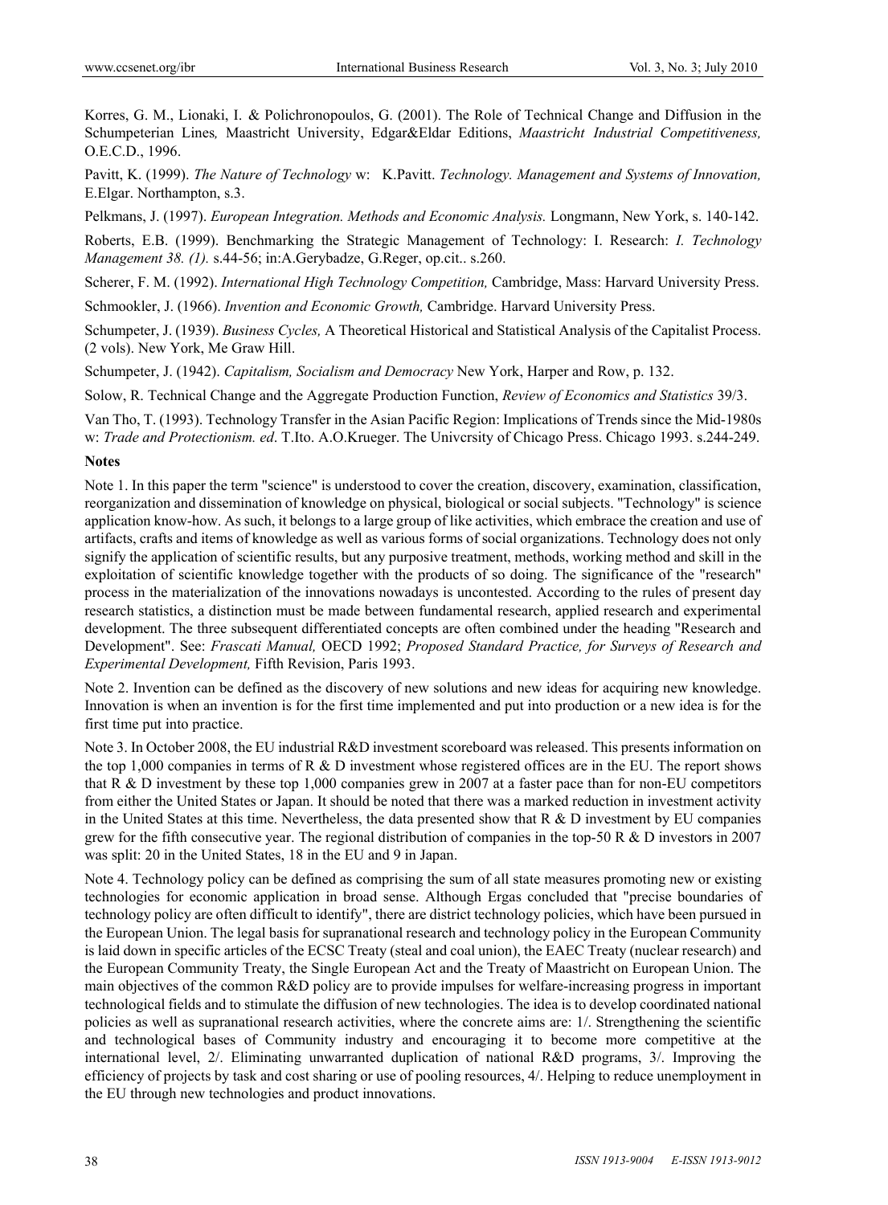Korres, G. M., Lionaki, I. & Polichronopoulos, G. (2001). The Role of Technical Change and Diffusion in the Schumpeterian Lines*,* Maastricht University, Edgar&Eldar Editions, *Maastricht Industrial Competitiveness,* O.E.C.D., 1996.

Pavitt, K. (1999). *The Nature of Technology* w: K.Pavitt. *Technology. Management and Systems of Innovation,* E.Elgar. Northampton, s.3.

Pelkmans, J. (1997). *European Integration. Methods and Economic Analysis.* Longmann, New York, s. 140-142.

Roberts, E.B. (1999). Benchmarking the Strategic Management of Technology: I. Research: *I. Technology Management 38. (1).* s.44-56; in:A.Gerybadze, G.Reger, op.cit.. s.260.

Scherer, F. M. (1992). *International High Technology Competition,* Cambridge, Mass: Harvard University Press.

Schmookler, J. (1966). *Invention and Economic Growth,* Cambridge. Harvard University Press.

Schumpeter, J. (1939). *Business Cycles,* A Theoretical Historical and Statistical Analysis of the Capitalist Process. (2 vols). New York, Me Graw Hill.

Schumpeter, J. (1942). *Capitalism, Socialism and Democracy* New York, Harper and Row, p. 132.

Solow, R. Technical Change and the Aggregate Production Function, *Review of Economics and Statistics* 39/3.

Van Tho, T. (1993). Technology Transfer in the Asian Pacific Region: Implications of Trends since the Mid-1980s w: *Trade and Protectionism. ed*. T.Ito. A.O.Krueger. The Univcrsity of Chicago Press. Chicago 1993. s.244-249.

**Notes**

Note 1. In this paper the term "science" is understood to cover the creation, discovery, examination, classification, reorganization and dissemination of knowledge on physical, biological or social subjects. "Technology" is science application know-how. As such, it belongs to a large group of like activities, which embrace the creation and use of artifacts, crafts and items of knowledge as well as various forms of social organizations. Technology does not only signify the application of scientific results, but any purposive treatment, methods, working method and skill in the exploitation of scientific knowledge together with the products of so doing. The significance of the "research" process in the materialization of the innovations nowadays is uncontested. According to the rules of present day research statistics, a distinction must be made between fundamental research, applied research and experimental development. The three subsequent differentiated concepts are often combined under the heading "Research and Development". See: *Frascati Manual,* OECD 1992; *Proposed Standard Practice, for Surveys of Research and Experimental Development,* Fifth Revision, Paris 1993.

Note 2. Invention can be defined as the discovery of new solutions and new ideas for acquiring new knowledge. Innovation is when an invention is for the first time implemented and put into production or a new idea is for the first time put into practice.

Note 3. In October 2008, the EU industrial R&D investment scoreboard was released. This presents information on the top 1,000 companies in terms of R & D investment whose registered offices are in the EU. The report shows that R & D investment by these top 1,000 companies grew in 2007 at a faster pace than for non-EU competitors from either the United States or Japan. It should be noted that there was a marked reduction in investment activity in the United States at this time. Nevertheless, the data presented show that R & D investment by EU companies grew for the fifth consecutive year. The regional distribution of companies in the top-50 R & D investors in 2007 was split: 20 in the United States, 18 in the EU and 9 in Japan.

Note 4. Technology policy can be defined as comprising the sum of all state measures promoting new or existing technologies for economic application in broad sense. Although Ergas concluded that "precise boundaries of technology policy are often difficult to identify", there are district technology policies, which have been pursued in the European Union. The legal basis for supranational research and technology policy in the European Community is laid down in specific articles of the ECSC Treaty (steal and coal union), the EAEC Treaty (nuclear research) and the European Community Treaty, the Single European Act and the Treaty of Maastricht on European Union. The main objectives of the common R&D policy are to provide impulses for welfare-increasing progress in important technological fields and to stimulate the diffusion of new technologies. The idea is to develop coordinated national policies as well as supranational research activities, where the concrete aims are: 1/. Strengthening the scientific and technological bases of Community industry and encouraging it to become more competitive at the international level, 2/. Eliminating unwarranted duplication of national R&D programs, 3/. Improving the efficiency of projects by task and cost sharing or use of pooling resources, 4/. Helping to reduce unemployment in the EU through new technologies and product innovations.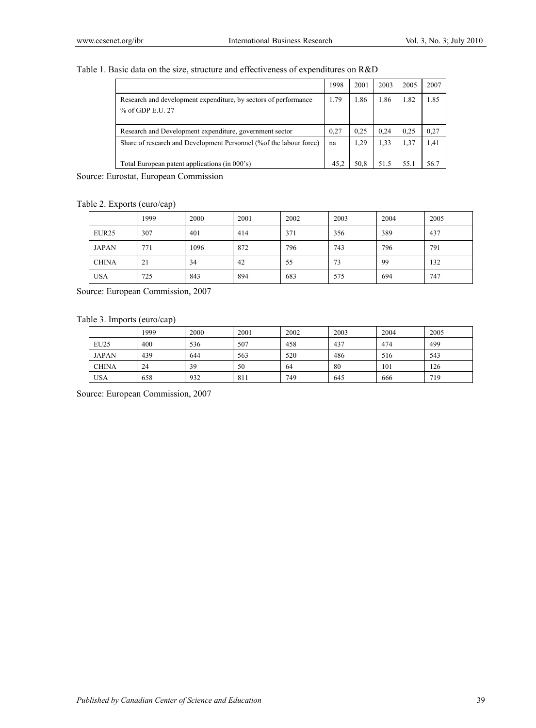Table 1. Basic data on the size, structure and effectiveness of expenditures on R&D

| | 1998 | 2001 | 2003 | 2005 | 2007 |
|---|---|---|---|---|---|
| Research and development expenditure, by sectors of performance % of GDP E.U. 27 | 1.79 | 1.86 | 1.86 | 1.82 | 1.85 |
| Research and Development expenditure, government sector | 0,27 | 0,25 | 0,24 | 0,25 | 0,27 |
| Share of research and Development Personnel (%of the labour force) | na | 1,29 | 1,33 | 1,37 | 1,41 |
| Total European patent applications (in 000's) | 45,2 | 50,8 | 51.5 | 55.1 | 56.7 |

Source: Eurostat, European Commission

Table 2. Exports (euro/cap)

| | 1999 | 2000 | 2001 | 2002 | 2003 | 2004 | 2005 |
|---|---|---|---|---|---|---|---|
| EUR25 | 307 | 401 | 414 | 371 | 356 | 389 | 437 |
| JAPAN | 771 | 1096 | 872 | 796 | 743 | 796 | 791 |
| CHINA | 21 | 34 | 42 | 55 | 73 | 99 | 132 |
| USA | 725 | 843 | 894 | 683 | 575 | 694 | 747 |

Source: European Commission, 2007

Table 3. Imports (euro/cap)

| | 1999 | 2000 | 2001 | 2002 | 2003 | 2004 | 2005 |
|---|---|---|---|---|---|---|---|
| EU25 | 400 | 536 | 507 | 458 | 437 | 474 | 499 |
| JAPAN | 439 | 644 | 563 | 520 | 486 | 516 | 543 |
| CHINA | 24 | 39 | 50 | 64 | 80 | 101 | 126 |
| USA | 658 | 932 | 811 | 749 | 645 | 666 | 719 |

Source: European Commission, 2007